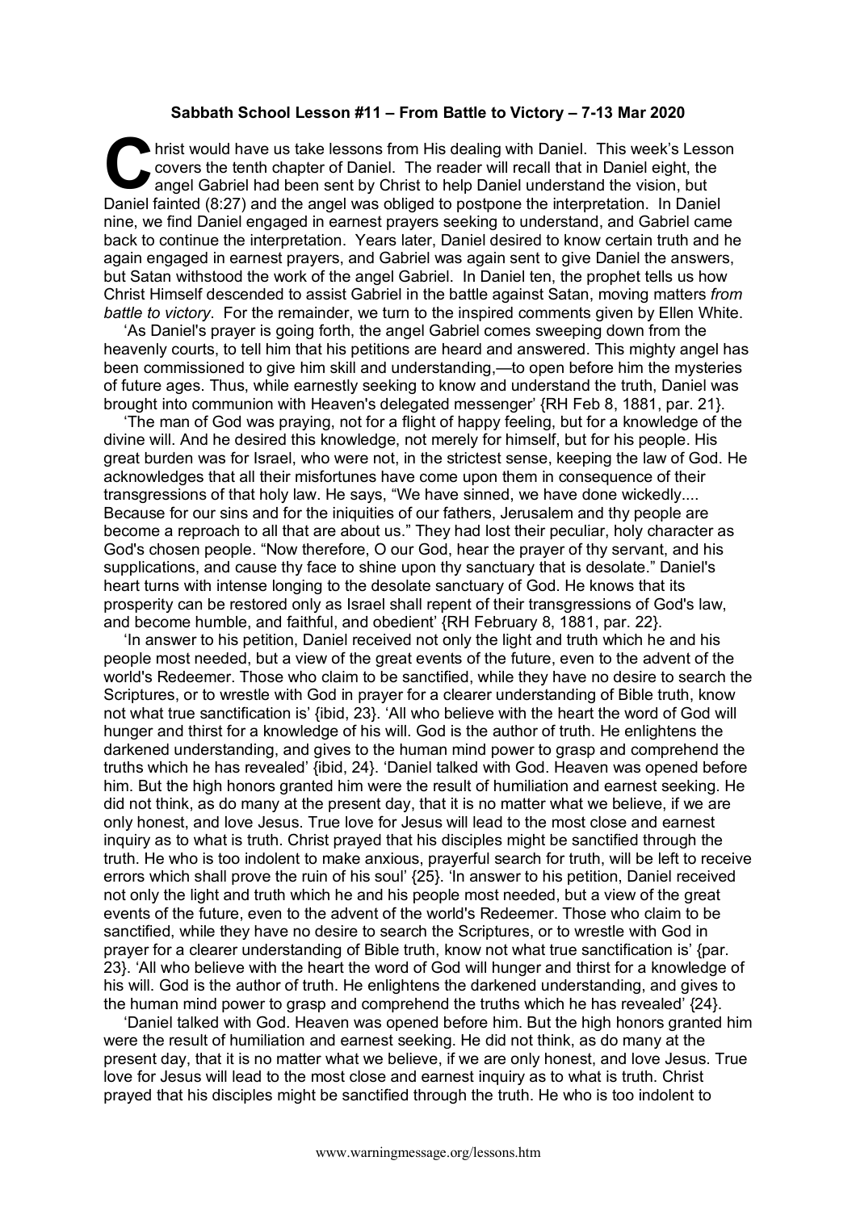**Sabbath School Lesson #11 – From Battle to Victory – 7-13 Mar 2020**

Christ would have us take lessons from His dealing with Daniel. This week's Lesson covers the tenth chapter of Daniel. The reader will recall that in Daniel eight, the angel Gabriel had been sent by Christ to help Daniel understand the vision, but Daniel fainted (8:27) and the angel was obliged to postpone the interpretation. In Daniel nine, we find Daniel engaged in earnest prayers seeking to understand, and Gabriel came back to continue the interpretation. Years later, Daniel desired to know certain truth and he again engaged in earnest prayers, and Gabriel was again sent to give Daniel the answers, but Satan withstood the work of the angel Gabriel. In Daniel ten, the prophet tells us how Christ Himself descended to assist Gabriel in the battle against Satan, moving matters *from battle to victory*. For the remainder, we turn to the inspired comments given by Ellen White.

'As Daniel's prayer is going forth, the angel Gabriel comes sweeping down from the heavenly courts, to tell him that his petitions are heard and answered. This mighty angel has been commissioned to give him skill and understanding,—to open before him the mysteries of future ages. Thus, while earnestly seeking to know and understand the truth, Daniel was brought into communion with Heaven's delegated messenger' {RH Feb 8, 1881, par. 21}.

'The man of God was praying, not for a flight of happy feeling, but for a knowledge of the divine will. And he desired this knowledge, not merely for himself, but for his people. His great burden was for Israel, who were not, in the strictest sense, keeping the law of God. He acknowledges that all their misfortunes have come upon them in consequence of their transgressions of that holy law. He says, "We have sinned, we have done wickedly.... Because for our sins and for the iniquities of our fathers, Jerusalem and thy people are become a reproach to all that are about us." They had lost their peculiar, holy character as God's chosen people. "Now therefore, O our God, hear the prayer of thy servant, and his supplications, and cause thy face to shine upon thy sanctuary that is desolate." Daniel's heart turns with intense longing to the desolate sanctuary of God. He knows that its prosperity can be restored only as Israel shall repent of their transgressions of God's law, and become humble, and faithful, and obedient' {RH February 8, 1881, par. 22}.

'In answer to his petition, Daniel received not only the light and truth which he and his people most needed, but a view of the great events of the future, even to the advent of the world's Redeemer. Those who claim to be sanctified, while they have no desire to search the Scriptures, or to wrestle with God in prayer for a clearer understanding of Bible truth, know not what true sanctification is' {ibid, 23}. 'All who believe with the heart the word of God will hunger and thirst for a knowledge of his will. God is the author of truth. He enlightens the darkened understanding, and gives to the human mind power to grasp and comprehend the truths which he has revealed' {ibid, 24}. 'Daniel talked with God. Heaven was opened before him. But the high honors granted him were the result of humiliation and earnest seeking. He did not think, as do many at the present day, that it is no matter what we believe, if we are only honest, and love Jesus. True love for Jesus will lead to the most close and earnest inquiry as to what is truth. Christ prayed that his disciples might be sanctified through the truth. He who is too indolent to make anxious, prayerful search for truth, will be left to receive errors which shall prove the ruin of his soul' {25}. 'In answer to his petition, Daniel received not only the light and truth which he and his people most needed, but a view of the great events of the future, even to the advent of the world's Redeemer. Those who claim to be sanctified, while they have no desire to search the Scriptures, or to wrestle with God in prayer for a clearer understanding of Bible truth, know not what true sanctification is' {par. 23}. 'All who believe with the heart the word of God will hunger and thirst for a knowledge of his will. God is the author of truth. He enlightens the darkened understanding, and gives to the human mind power to grasp and comprehend the truths which he has revealed' {24}.

'Daniel talked with God. Heaven was opened before him. But the high honors granted him were the result of humiliation and earnest seeking. He did not think, as do many at the present day, that it is no matter what we believe, if we are only honest, and love Jesus. True love for Jesus will lead to the most close and earnest inquiry as to what is truth. Christ prayed that his disciples might be sanctified through the truth. He who is too indolent to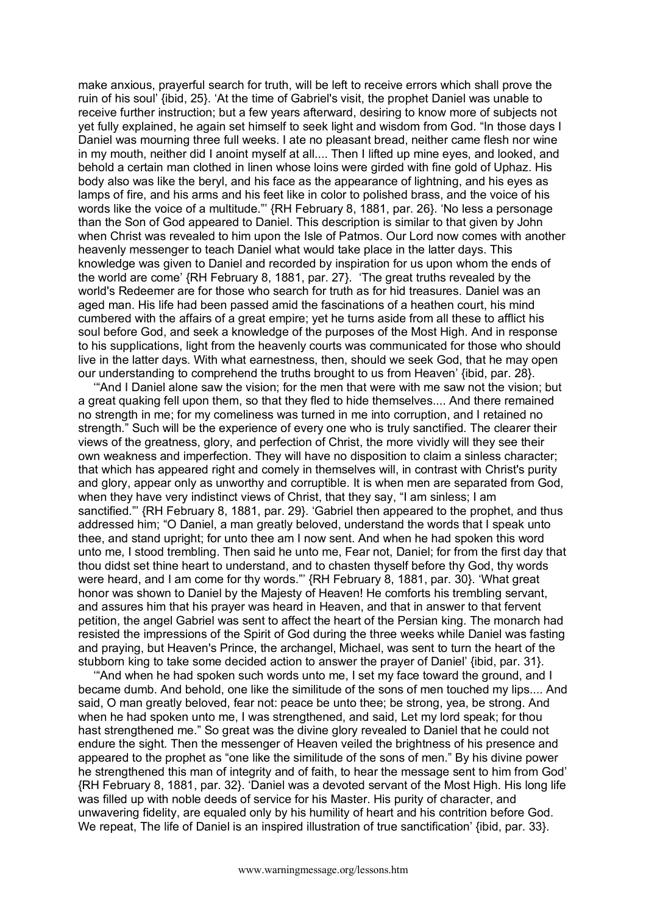make anxious, prayerful search for truth, will be left to receive errors which shall prove the ruin of his soul' {ibid, 25}. 'At the time of Gabriel's visit, the prophet Daniel was unable to receive further instruction; but a few years afterward, desiring to know more of subjects not yet fully explained, he again set himself to seek light and wisdom from God. "In those days I Daniel was mourning three full weeks. I ate no pleasant bread, neither came flesh nor wine in my mouth, neither did I anoint myself at all.... Then I lifted up mine eyes, and looked, and behold a certain man clothed in linen whose loins were girded with fine gold of Uphaz. His body also was like the beryl, and his face as the appearance of lightning, and his eyes as lamps of fire, and his arms and his feet like in color to polished brass, and the voice of his words like the voice of a multitude."' {RH February 8, 1881, par. 26}. 'No less a personage than the Son of God appeared to Daniel. This description is similar to that given by John when Christ was revealed to him upon the Isle of Patmos. Our Lord now comes with another heavenly messenger to teach Daniel what would take place in the latter days. This knowledge was given to Daniel and recorded by inspiration for us upon whom the ends of the world are come' {RH February 8, 1881, par. 27}. 'The great truths revealed by the world's Redeemer are for those who search for truth as for hid treasures. Daniel was an aged man. His life had been passed amid the fascinations of a heathen court, his mind cumbered with the affairs of a great empire; yet he turns aside from all these to afflict his soul before God, and seek a knowledge of the purposes of the Most High. And in response to his supplications, light from the heavenly courts was communicated for those who should live in the latter days. With what earnestness, then, should we seek God, that he may open our understanding to comprehend the truths brought to us from Heaven' {ibid, par. 28}.

'"And I Daniel alone saw the vision; for the men that were with me saw not the vision; but a great quaking fell upon them, so that they fled to hide themselves.... And there remained no strength in me; for my comeliness was turned in me into corruption, and I retained no strength." Such will be the experience of every one who is truly sanctified. The clearer their views of the greatness, glory, and perfection of Christ, the more vividly will they see their own weakness and imperfection. They will have no disposition to claim a sinless character; that which has appeared right and comely in themselves will, in contrast with Christ's purity and glory, appear only as unworthy and corruptible. It is when men are separated from God, when they have very indistinct views of Christ, that they say, "I am sinless; I am sanctified."' {RH February 8, 1881, par. 29}. 'Gabriel then appeared to the prophet, and thus addressed him; "O Daniel, a man greatly beloved, understand the words that I speak unto thee, and stand upright; for unto thee am I now sent. And when he had spoken this word unto me, I stood trembling. Then said he unto me, Fear not, Daniel; for from the first day that thou didst set thine heart to understand, and to chasten thyself before thy God, thy words were heard, and I am come for thy words."' {RH February 8, 1881, par. 30}. 'What great honor was shown to Daniel by the Majesty of Heaven! He comforts his trembling servant, and assures him that his prayer was heard in Heaven, and that in answer to that fervent petition, the angel Gabriel was sent to affect the heart of the Persian king. The monarch had resisted the impressions of the Spirit of God during the three weeks while Daniel was fasting and praying, but Heaven's Prince, the archangel, Michael, was sent to turn the heart of the stubborn king to take some decided action to answer the prayer of Daniel' {ibid, par. 31}.

'"And when he had spoken such words unto me, I set my face toward the ground, and I became dumb. And behold, one like the similitude of the sons of men touched my lips.... And said, O man greatly beloved, fear not: peace be unto thee; be strong, yea, be strong. And when he had spoken unto me, I was strengthened, and said, Let my lord speak; for thou hast strengthened me." So great was the divine glory revealed to Daniel that he could not endure the sight. Then the messenger of Heaven veiled the brightness of his presence and appeared to the prophet as "one like the similitude of the sons of men." By his divine power he strengthened this man of integrity and of faith, to hear the message sent to him from God' {RH February 8, 1881, par. 32}. 'Daniel was a devoted servant of the Most High. His long life was filled up with noble deeds of service for his Master. His purity of character, and unwavering fidelity, are equaled only by his humility of heart and his contrition before God. We repeat, The life of Daniel is an inspired illustration of true sanctification' {ibid, par. 33}.